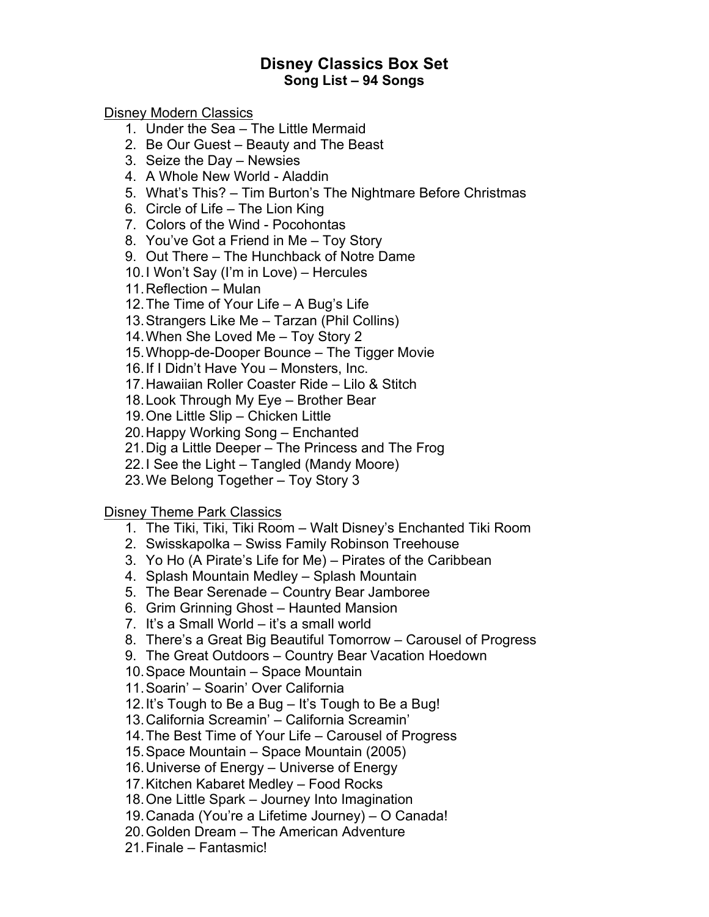# Disney Classics Box Set
## Song List – 94 Songs

Disney Modern Classics

1. Under the Sea – The Little Mermaid
2. Be Our Guest – Beauty and The Beast
3. Seize the Day – Newsies
4. A Whole New World - Aladdin
5. What's This? – Tim Burton's The Nightmare Before Christmas
6. Circle of Life – The Lion King
7. Colors of the Wind - Pocohontas
8. You've Got a Friend in Me – Toy Story
9. Out There – The Hunchback of Notre Dame
10. I Won't Say (I'm in Love) – Hercules
11. Reflection – Mulan
12. The Time of Your Life – A Bug's Life
13. Strangers Like Me – Tarzan (Phil Collins)
14. When She Loved Me – Toy Story 2
15. Whopp-de-Dooper Bounce – The Tigger Movie
16. If I Didn't Have You – Monsters, Inc.
17. Hawaiian Roller Coaster Ride – Lilo & Stitch
18. Look Through My Eye – Brother Bear
19. One Little Slip – Chicken Little
20. Happy Working Song – Enchanted
21. Dig a Little Deeper – The Princess and The Frog
22. I See the Light – Tangled (Mandy Moore)
23. We Belong Together – Toy Story 3

Disney Theme Park Classics

1. The Tiki, Tiki, Tiki Room – Walt Disney's Enchanted Tiki Room
2. Swisskapolka – Swiss Family Robinson Treehouse
3. Yo Ho (A Pirate's Life for Me) – Pirates of the Caribbean
4. Splash Mountain Medley – Splash Mountain
5. The Bear Serenade – Country Bear Jamboree
6. Grim Grinning Ghost – Haunted Mansion
7. It's a Small World – it's a small world
8. There's a Great Big Beautiful Tomorrow – Carousel of Progress
9. The Great Outdoors – Country Bear Vacation Hoedown
10. Space Mountain – Space Mountain
11. Soarin' – Soarin' Over California
12. It's Tough to Be a Bug – It's Tough to Be a Bug!
13. California Screamin' – California Screamin'
14. The Best Time of Your Life – Carousel of Progress
15. Space Mountain – Space Mountain (2005)
16. Universe of Energy – Universe of Energy
17. Kitchen Kabaret Medley – Food Rocks
18. One Little Spark – Journey Into Imagination
19. Canada (You're a Lifetime Journey) – O Canada!
20. Golden Dream – The American Adventure
21. Finale – Fantasmic!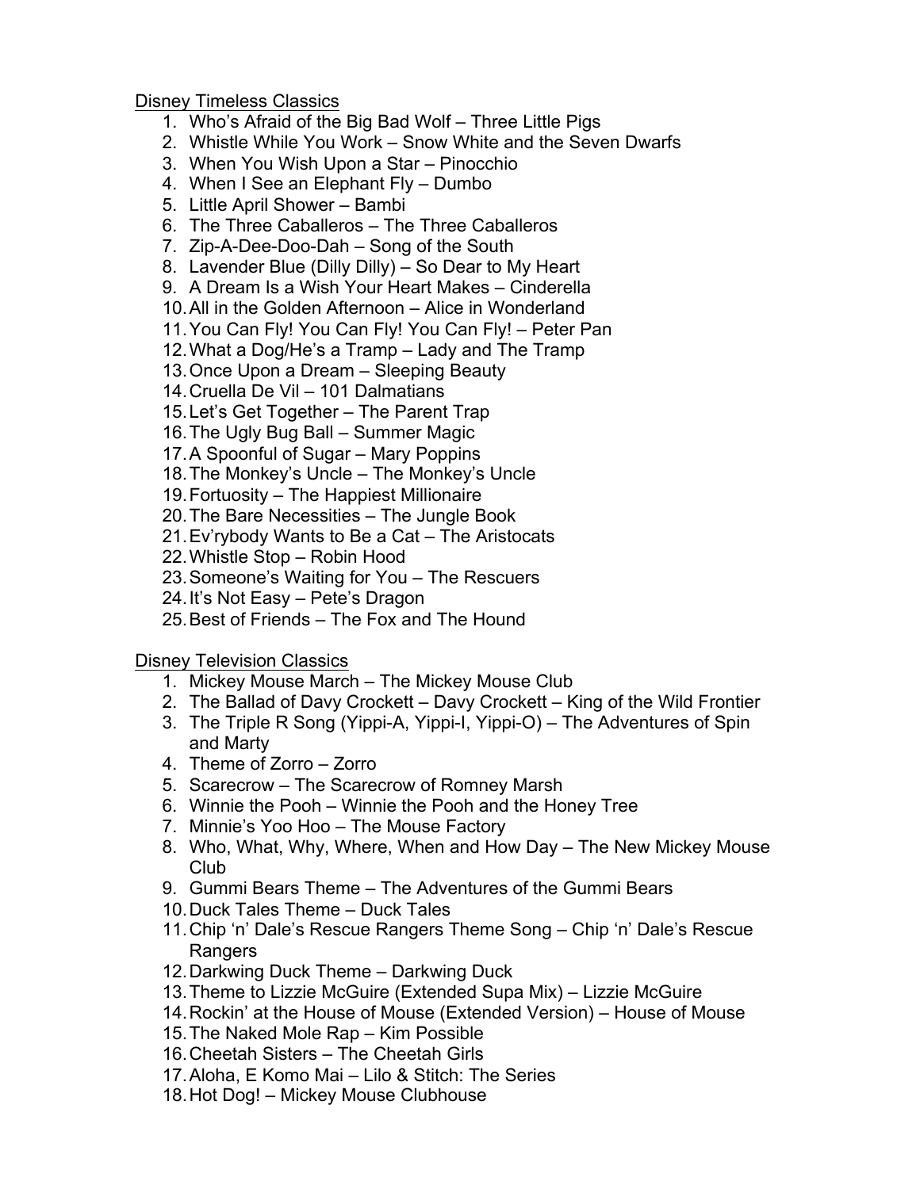Disney Timeless Classics

1. Who's Afraid of the Big Bad Wolf – Three Little Pigs
2. Whistle While You Work – Snow White and the Seven Dwarfs
3. When You Wish Upon a Star – Pinocchio
4. When I See an Elephant Fly – Dumbo
5. Little April Shower – Bambi
6. The Three Caballeros – The Three Caballeros
7. Zip-A-Dee-Doo-Dah – Song of the South
8. Lavender Blue (Dilly Dilly) – So Dear to My Heart
9. A Dream Is a Wish Your Heart Makes – Cinderella
10. All in the Golden Afternoon – Alice in Wonderland
11. You Can Fly! You Can Fly! You Can Fly! – Peter Pan
12. What a Dog/He's a Tramp – Lady and The Tramp
13. Once Upon a Dream – Sleeping Beauty
14. Cruella De Vil – 101 Dalmatians
15. Let's Get Together – The Parent Trap
16. The Ugly Bug Ball – Summer Magic
17. A Spoonful of Sugar – Mary Poppins
18. The Monkey's Uncle – The Monkey's Uncle
19. Fortuosity – The Happiest Millionaire
20. The Bare Necessities – The Jungle Book
21. Ev'rybody Wants to Be a Cat – The Aristocats
22. Whistle Stop – Robin Hood
23. Someone's Waiting for You – The Rescuers
24. It's Not Easy – Pete's Dragon
25. Best of Friends – The Fox and The Hound

Disney Television Classics

1. Mickey Mouse March – The Mickey Mouse Club
2. The Ballad of Davy Crockett – Davy Crockett – King of the Wild Frontier
3. The Triple R Song (Yippi-A, Yippi-I, Yippi-O) – The Adventures of Spin and Marty
4. Theme of Zorro – Zorro
5. Scarecrow – The Scarecrow of Romney Marsh
6. Winnie the Pooh – Winnie the Pooh and the Honey Tree
7. Minnie's Yoo Hoo – The Mouse Factory
8. Who, What, Why, Where, When and How Day – The New Mickey Mouse Club
9. Gummi Bears Theme – The Adventures of the Gummi Bears
10. Duck Tales Theme – Duck Tales
11. Chip 'n' Dale's Rescue Rangers Theme Song – Chip 'n' Dale's Rescue Rangers
12. Darkwing Duck Theme – Darkwing Duck
13. Theme to Lizzie McGuire (Extended Supa Mix) – Lizzie McGuire
14. Rockin' at the House of Mouse (Extended Version) – House of Mouse
15. The Naked Mole Rap – Kim Possible
16. Cheetah Sisters – The Cheetah Girls
17. Aloha, E Komo Mai – Lilo & Stitch: The Series
18. Hot Dog! – Mickey Mouse Clubhouse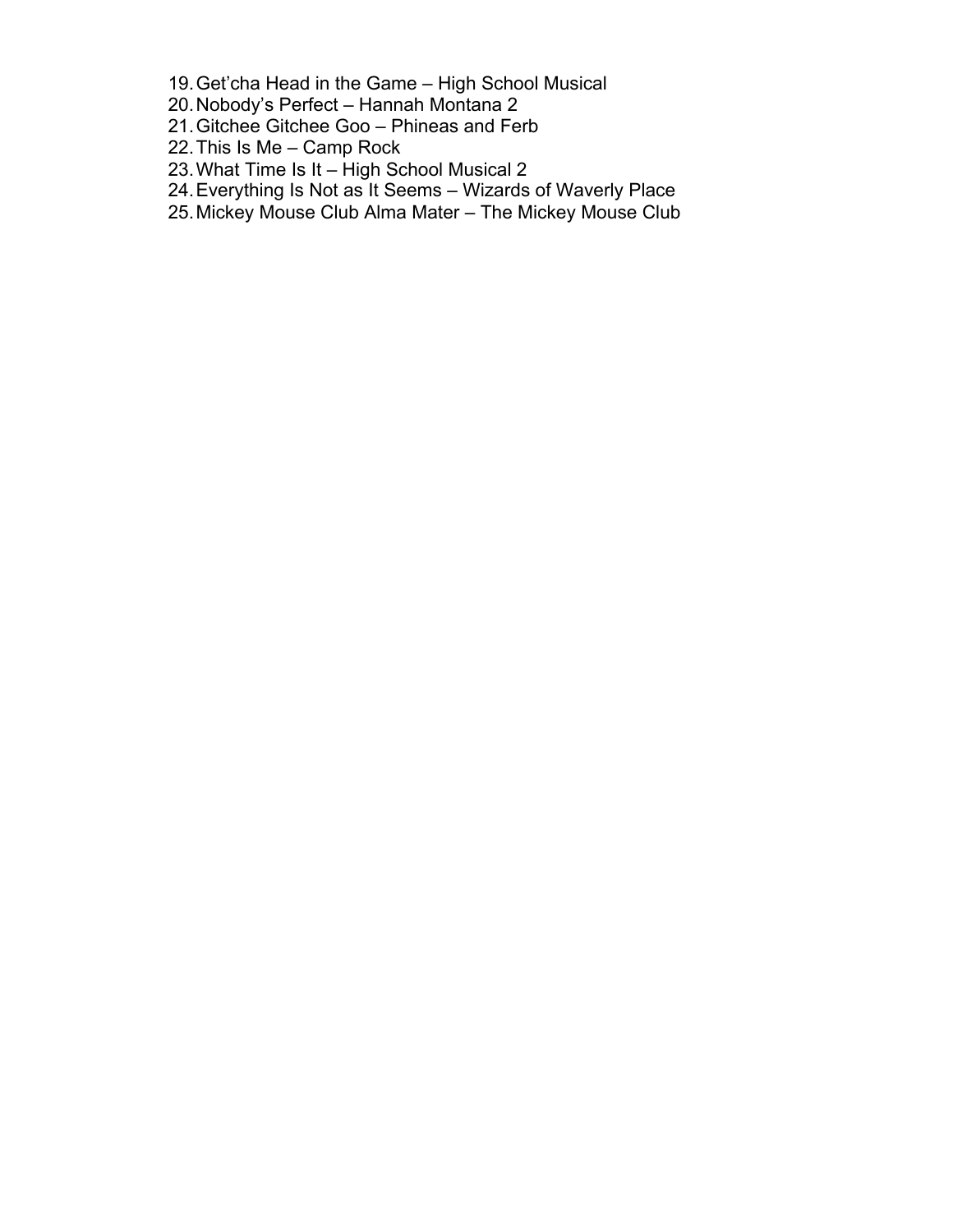19. Get'cha Head in the Game – High School Musical
20. Nobody's Perfect – Hannah Montana 2
21. Gitchee Gitchee Goo – Phineas and Ferb
22. This Is Me – Camp Rock
23. What Time Is It – High School Musical 2
24. Everything Is Not as It Seems – Wizards of Waverly Place
25. Mickey Mouse Club Alma Mater – The Mickey Mouse Club